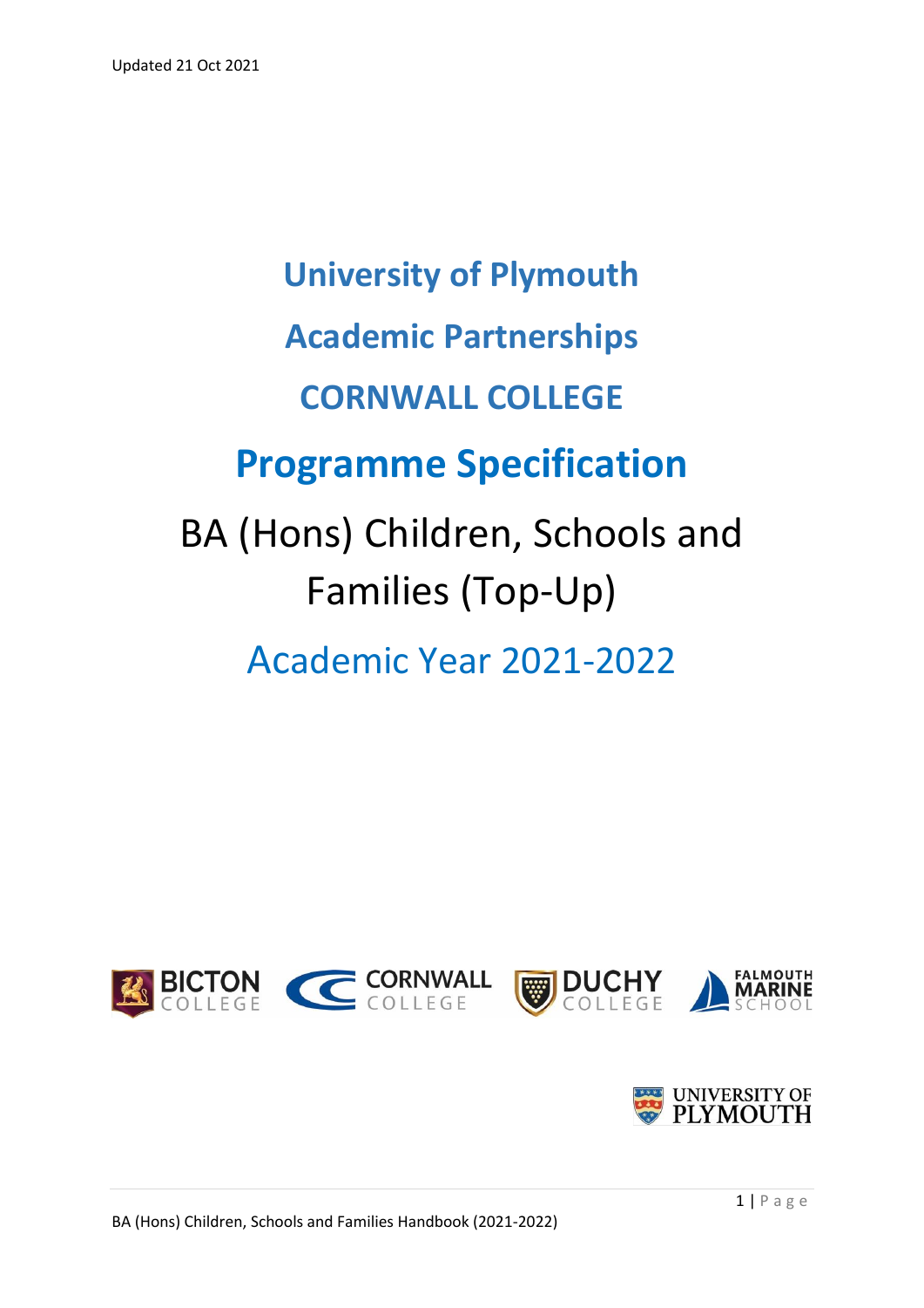Updated 21 Oct 2021

# University of Plymouth

# Academic Partnerships

# CORNWALL COLLEGE

# Programme Specification

# BA (Hons) Children, Schools and Families (Top-Up)

## Academic Year 2021-2022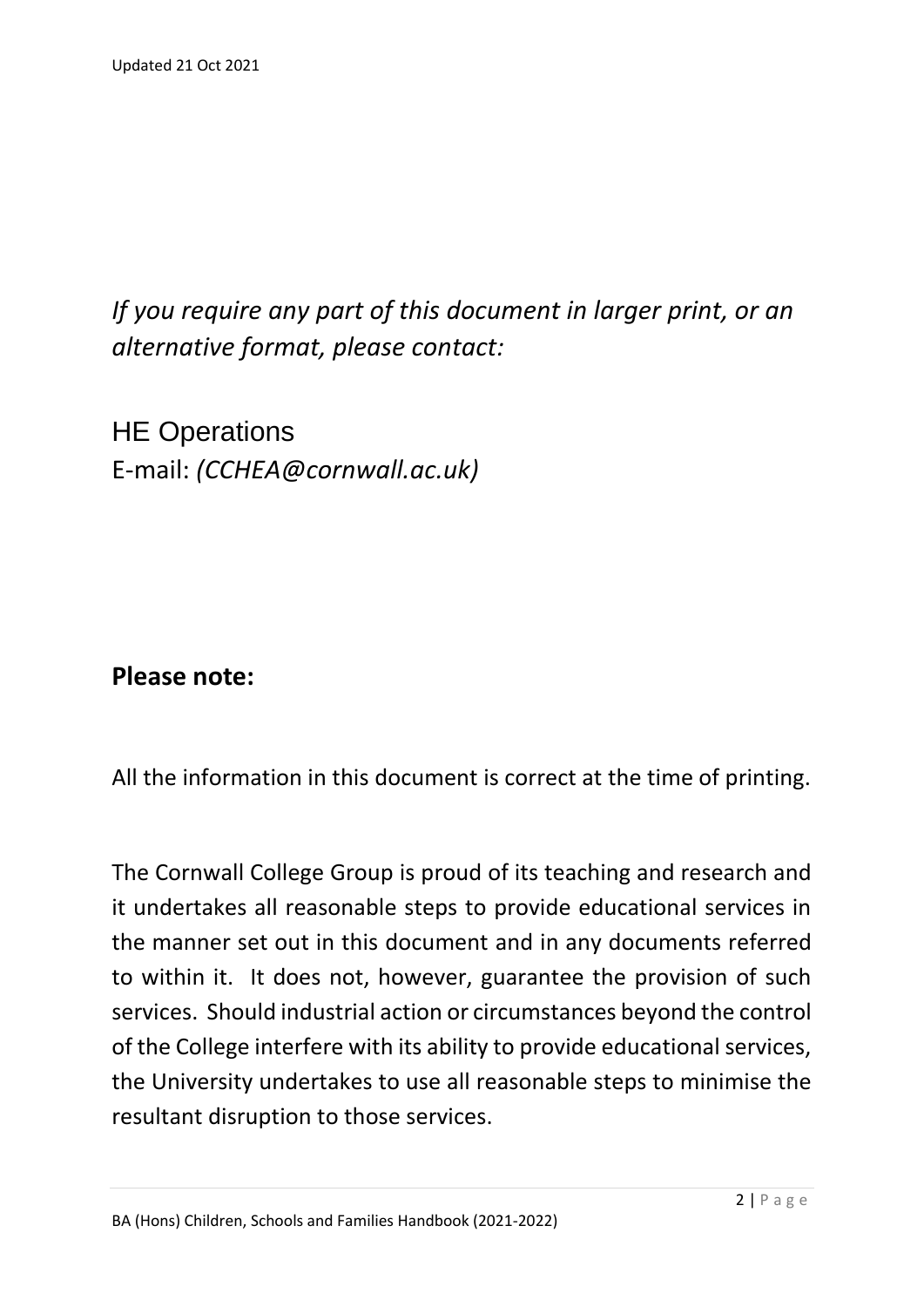*If you require any part of this document in larger print, or an alternative format, please contact:*

HE Operations
E-mail: *(CCHEA@cornwall.ac.uk)*

## Please note:

All the information in this document is correct at the time of printing.

The Cornwall College Group is proud of its teaching and research and it undertakes all reasonable steps to provide educational services in the manner set out in this document and in any documents referred to within it. It does not, however, guarantee the provision of such services. Should industrial action or circumstances beyond the control of the College interfere with its ability to provide educational services, the University undertakes to use all reasonable steps to minimise the resultant disruption to those services.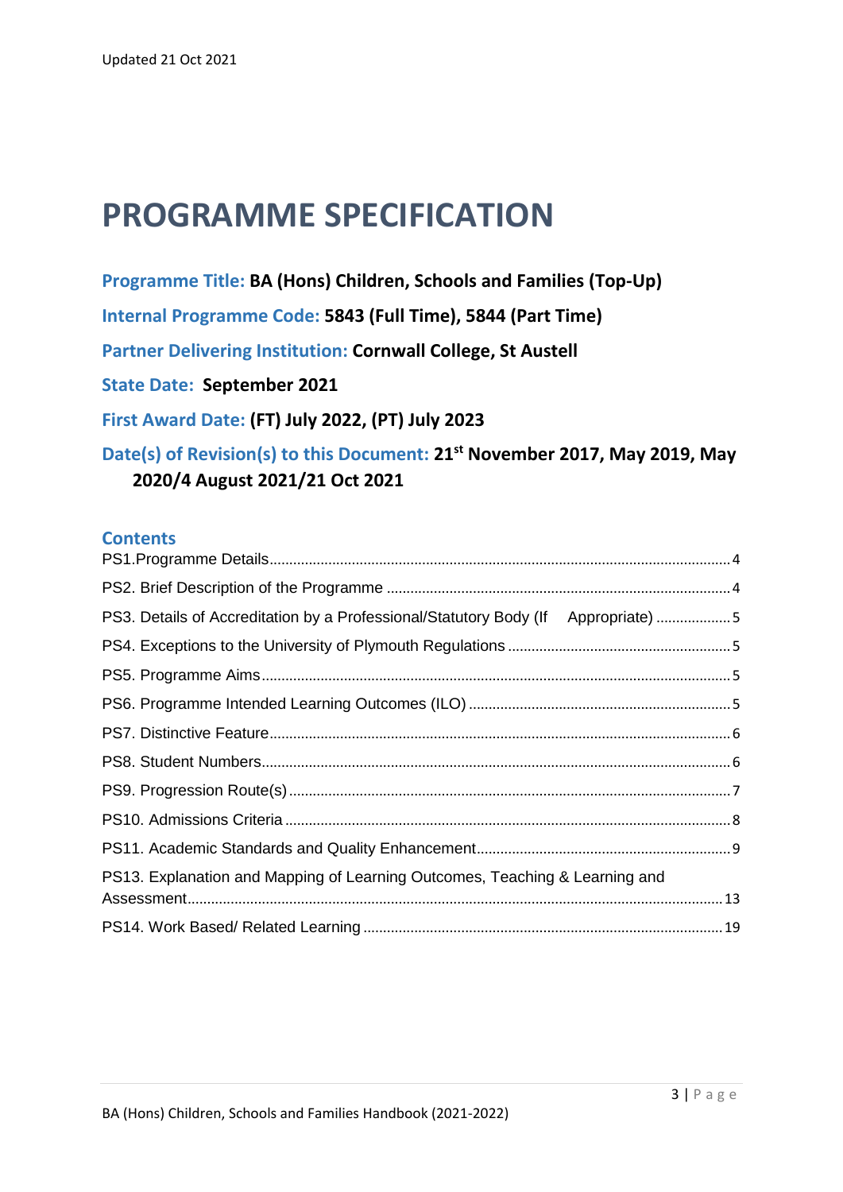Updated 21 Oct 2021

# PROGRAMME SPECIFICATION

**Programme Title: BA (Hons) Children, Schools and Families (Top-Up)**

**Internal Programme Code: 5843 (Full Time), 5844 (Part Time)**

**Partner Delivering Institution: Cornwall College, St Austell**

**State Date: September 2021**

**First Award Date: (FT) July 2022, (PT) July 2023**

**Date(s) of Revision(s) to this Document: 21st November 2017, May 2019, May 2020/4 August 2021/21 Oct 2021**

## Contents

PS1.Programme Details ........ 4
PS2. Brief Description of the Programme ........ 4
PS3. Details of Accreditation by a Professional/Statutory Body (If Appropriate) ........ 5
PS4. Exceptions to the University of Plymouth Regulations ........ 5
PS5. Programme Aims ........ 5
PS6. Programme Intended Learning Outcomes (ILO) ........ 5
PS7. Distinctive Feature ........ 6
PS8. Student Numbers ........ 6
PS9. Progression Route(s) ........ 7
PS10. Admissions Criteria ........ 8
PS11. Academic Standards and Quality Enhancement ........ 9
PS13. Explanation and Mapping of Learning Outcomes, Teaching & Learning and Assessment ........ 13
PS14. Work Based/ Related Learning ........ 19

BA (Hons) Children, Schools and Families Handbook (2021-2022)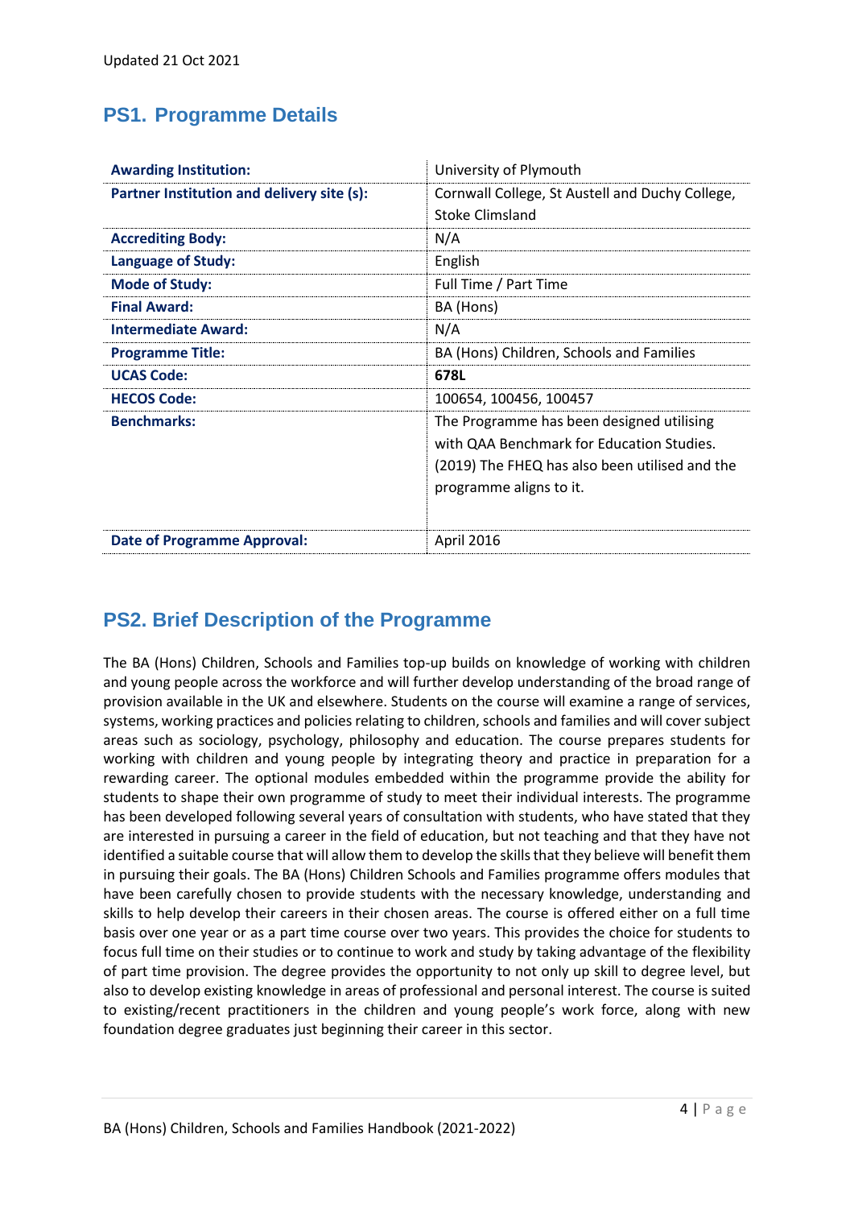Updated 21 Oct 2021

## PS1. Programme Details

| | |
|---|---|
| **Awarding Institution:** | University of Plymouth |
| **Partner Institution and delivery site (s):** | Cornwall College, St Austell and Duchy College, Stoke Climsland |
| **Accrediting Body:** | N/A |
| **Language of Study:** | English |
| **Mode of Study:** | Full Time / Part Time |
| **Final Award:** | BA (Hons) |
| **Intermediate Award:** | N/A |
| **Programme Title:** | BA (Hons) Children, Schools and Families |
| **UCAS Code:** | **678L** |
| **HECOS Code:** | 100654, 100456, 100457 |
| **Benchmarks:** | The Programme has been designed utilising with QAA Benchmark for Education Studies. (2019) The FHEQ has also been utilised and the programme aligns to it. |
| **Date of Programme Approval:** | April 2016 |

## PS2. Brief Description of the Programme

The BA (Hons) Children, Schools and Families top-up builds on knowledge of working with children and young people across the workforce and will further develop understanding of the broad range of provision available in the UK and elsewhere. Students on the course will examine a range of services, systems, working practices and policies relating to children, schools and families and will cover subject areas such as sociology, psychology, philosophy and education. The course prepares students for working with children and young people by integrating theory and practice in preparation for a rewarding career. The optional modules embedded within the programme provide the ability for students to shape their own programme of study to meet their individual interests. The programme has been developed following several years of consultation with students, who have stated that they are interested in pursuing a career in the field of education, but not teaching and that they have not identified a suitable course that will allow them to develop the skills that they believe will benefit them in pursuing their goals. The BA (Hons) Children Schools and Families programme offers modules that have been carefully chosen to provide students with the necessary knowledge, understanding and skills to help develop their careers in their chosen areas. The course is offered either on a full time basis over one year or as a part time course over two years. This provides the choice for students to focus full time on their studies or to continue to work and study by taking advantage of the flexibility of part time provision. The degree provides the opportunity to not only up skill to degree level, but also to develop existing knowledge in areas of professional and personal interest. The course is suited to existing/recent practitioners in the children and young people's work force, along with new foundation degree graduates just beginning their career in this sector.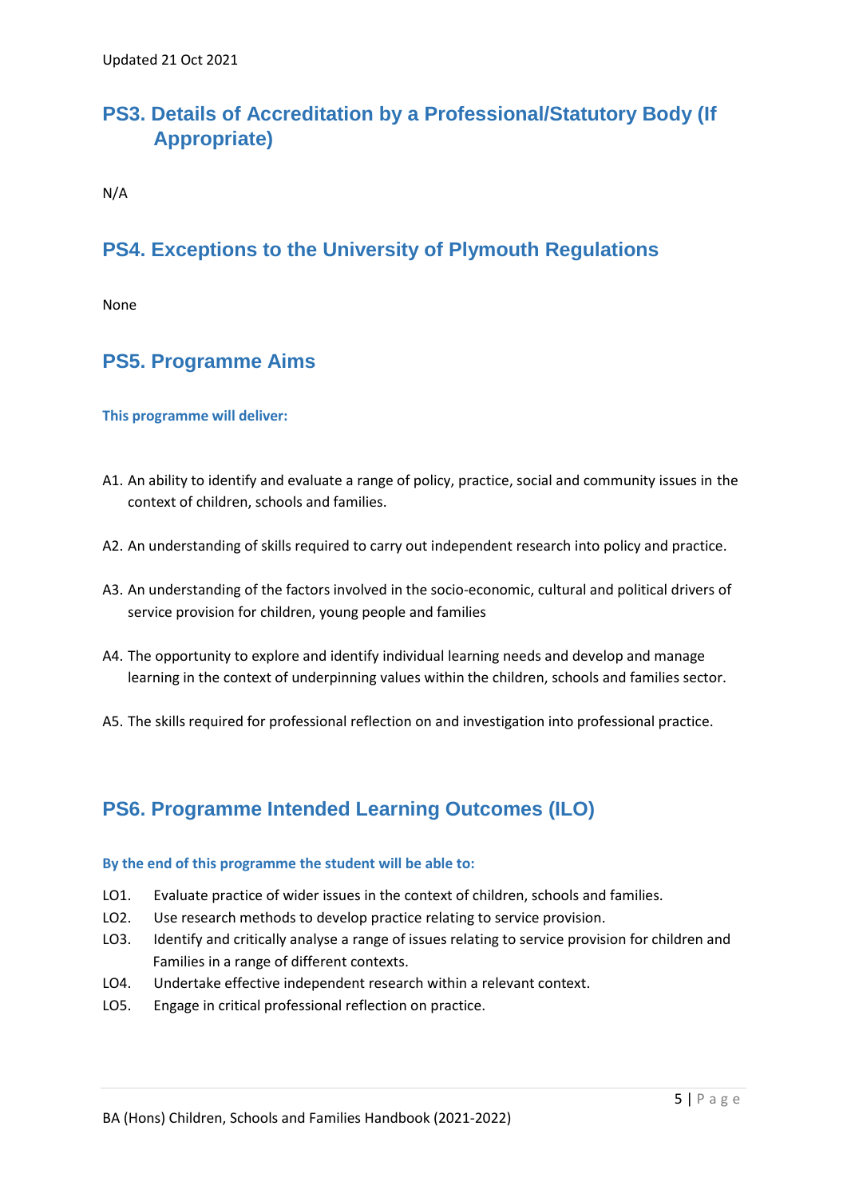## PS3. Details of Accreditation by a Professional/Statutory Body (If Appropriate)

N/A

## PS4. Exceptions to the University of Plymouth Regulations

None

## PS5. Programme Aims

**This programme will deliver:**

A1. An ability to identify and evaluate a range of policy, practice, social and community issues in the context of children, schools and families.

A2. An understanding of skills required to carry out independent research into policy and practice.

A3. An understanding of the factors involved in the socio-economic, cultural and political drivers of service provision for children, young people and families

A4. The opportunity to explore and identify individual learning needs and develop and manage learning in the context of underpinning values within the children, schools and families sector.

A5. The skills required for professional reflection on and investigation into professional practice.

## PS6. Programme Intended Learning Outcomes (ILO)

**By the end of this programme the student will be able to:**

LO1. Evaluate practice of wider issues in the context of children, schools and families.
LO2. Use research methods to develop practice relating to service provision.
LO3. Identify and critically analyse a range of issues relating to service provision for children and Families in a range of different contexts.
LO4. Undertake effective independent research within a relevant context.
LO5. Engage in critical professional reflection on practice.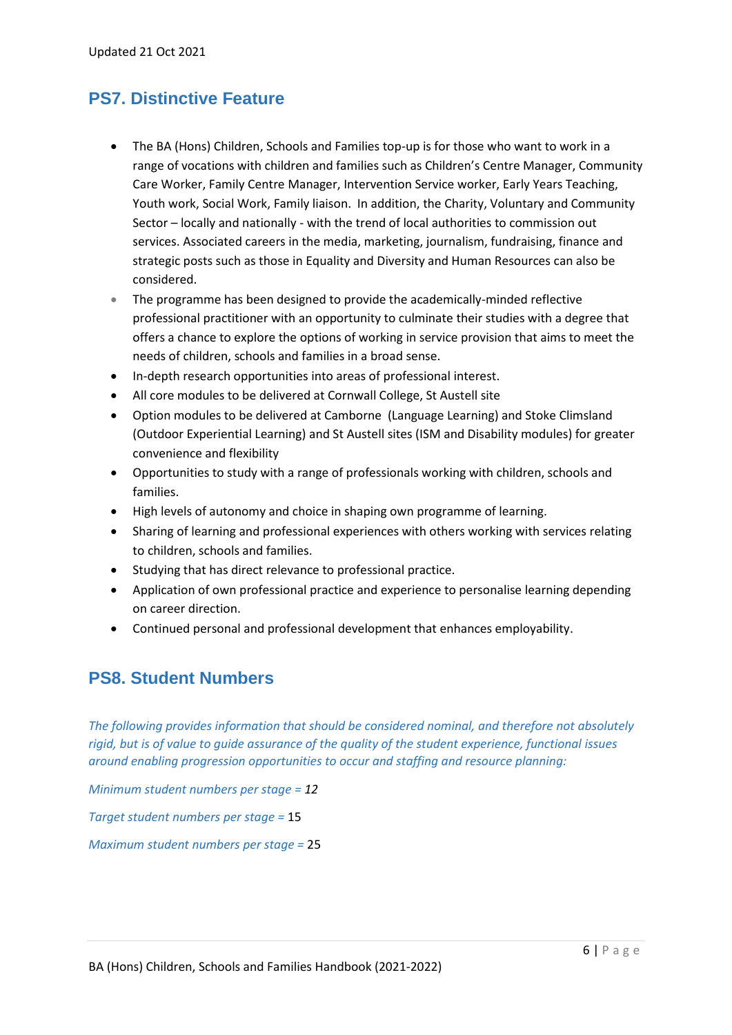## PS7. Distinctive Feature

- The BA (Hons) Children, Schools and Families top-up is for those who want to work in a range of vocations with children and families such as Children's Centre Manager, Community Care Worker, Family Centre Manager, Intervention Service worker, Early Years Teaching, Youth work, Social Work, Family liaison. In addition, the Charity, Voluntary and Community Sector – locally and nationally - with the trend of local authorities to commission out services. Associated careers in the media, marketing, journalism, fundraising, finance and strategic posts such as those in Equality and Diversity and Human Resources can also be considered.
- The programme has been designed to provide the academically-minded reflective professional practitioner with an opportunity to culminate their studies with a degree that offers a chance to explore the options of working in service provision that aims to meet the needs of children, schools and families in a broad sense.
- In-depth research opportunities into areas of professional interest.
- All core modules to be delivered at Cornwall College, St Austell site
- Option modules to be delivered at Camborne (Language Learning) and Stoke Climsland (Outdoor Experiential Learning) and St Austell sites (ISM and Disability modules) for greater convenience and flexibility
- Opportunities to study with a range of professionals working with children, schools and families.
- High levels of autonomy and choice in shaping own programme of learning.
- Sharing of learning and professional experiences with others working with services relating to children, schools and families.
- Studying that has direct relevance to professional practice.
- Application of own professional practice and experience to personalise learning depending on career direction.
- Continued personal and professional development that enhances employability.

## PS8. Student Numbers

*The following provides information that should be considered nominal, and therefore not absolutely rigid, but is of value to guide assurance of the quality of the student experience, functional issues around enabling progression opportunities to occur and staffing and resource planning:*

*Minimum student numbers per stage = 12*

*Target student numbers per stage =* 15

*Maximum student numbers per stage =* 25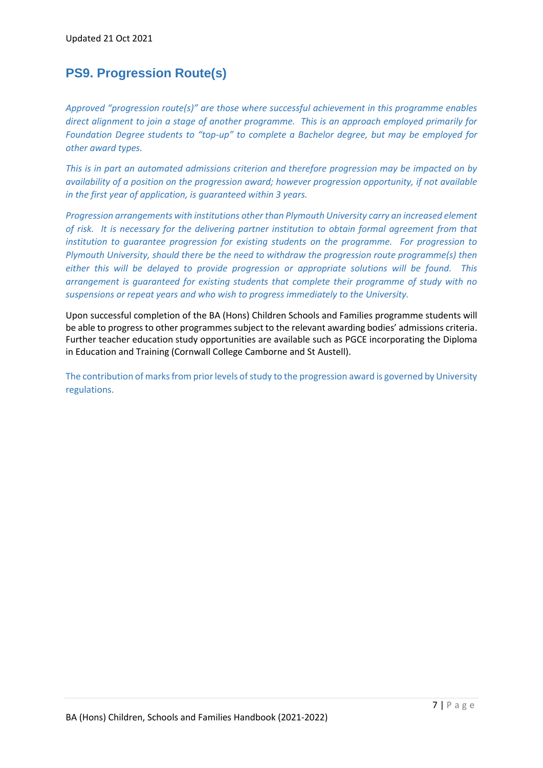## PS9. Progression Route(s)

*Approved "progression route(s)" are those where successful achievement in this programme enables direct alignment to join a stage of another programme. This is an approach employed primarily for Foundation Degree students to "top-up" to complete a Bachelor degree, but may be employed for other award types.*

*This is in part an automated admissions criterion and therefore progression may be impacted on by availability of a position on the progression award; however progression opportunity, if not available in the first year of application, is guaranteed within 3 years.*

*Progression arrangements with institutions other than Plymouth University carry an increased element of risk. It is necessary for the delivering partner institution to obtain formal agreement from that institution to guarantee progression for existing students on the programme. For progression to Plymouth University, should there be the need to withdraw the progression route programme(s) then either this will be delayed to provide progression or appropriate solutions will be found. This arrangement is guaranteed for existing students that complete their programme of study with no suspensions or repeat years and who wish to progress immediately to the University.*

Upon successful completion of the BA (Hons) Children Schools and Families programme students will be able to progress to other programmes subject to the relevant awarding bodies' admissions criteria. Further teacher education study opportunities are available such as PGCE incorporating the Diploma in Education and Training (Cornwall College Camborne and St Austell).

The contribution of marks from prior levels of study to the progression award is governed by University regulations.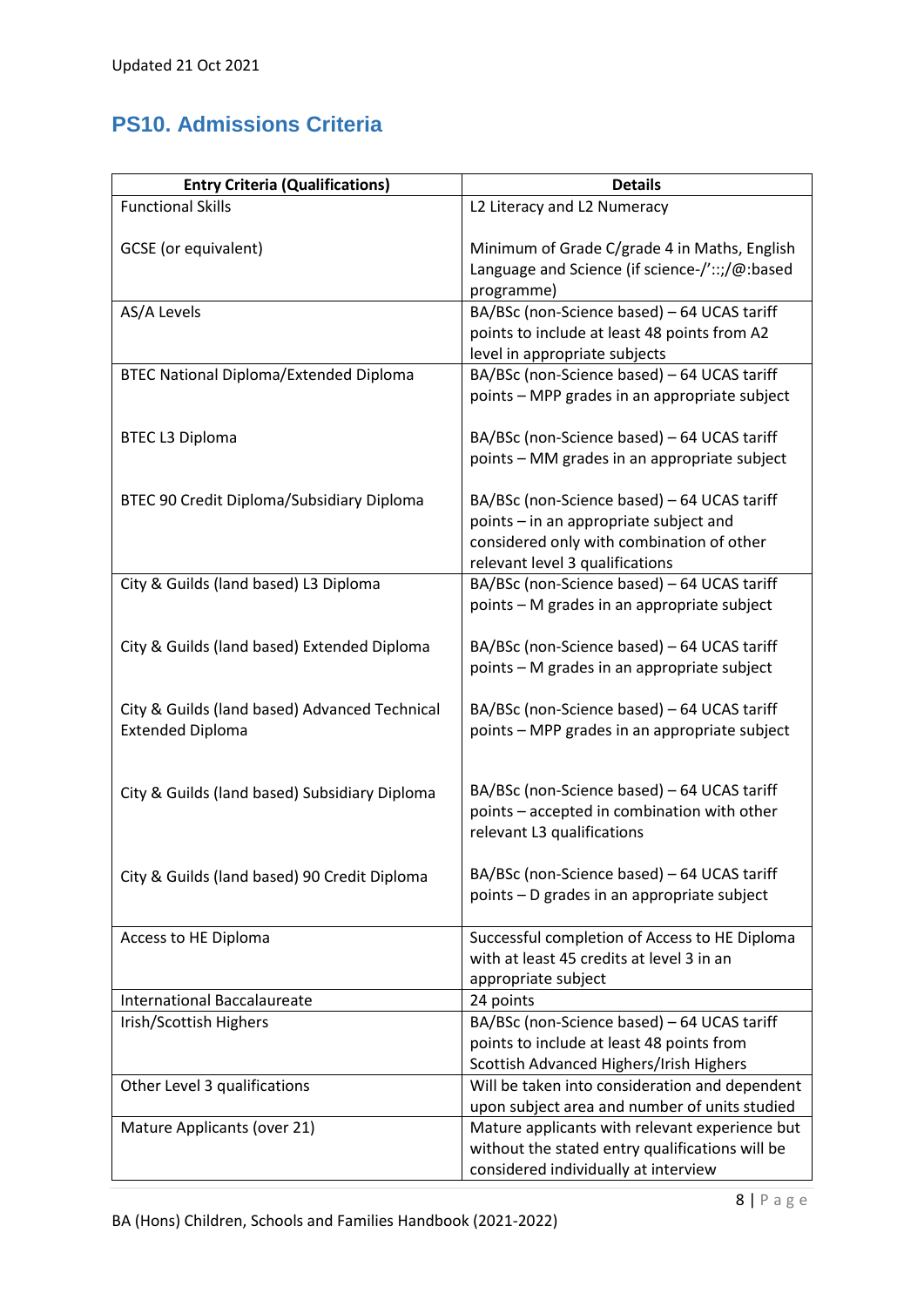Updated 21 Oct 2021

## PS10. Admissions Criteria

| Entry Criteria (Qualifications) | Details |
|---|---|
| Functional Skills<br><br>GCSE (or equivalent) | L2 Literacy and L2 Numeracy<br><br>Minimum of Grade C/grade 4 in Maths, English Language and Science (if science-/'::;/@:based programme) |
| AS/A Levels | BA/BSc (non-Science based) – 64 UCAS tariff points to include at least 48 points from A2 level in appropriate subjects |
| BTEC National Diploma/Extended Diploma<br><br>BTEC L3 Diploma<br><br>BTEC 90 Credit Diploma/Subsidiary Diploma | BA/BSc (non-Science based) – 64 UCAS tariff points – MPP grades in an appropriate subject<br><br>BA/BSc (non-Science based) – 64 UCAS tariff points – MM grades in an appropriate subject<br><br>BA/BSc (non-Science based) – 64 UCAS tariff points – in an appropriate subject and considered only with combination of other relevant level 3 qualifications |
| City & Guilds (land based) L3 Diploma<br><br>City & Guilds (land based) Extended Diploma<br><br>City & Guilds (land based) Advanced Technical Extended Diploma<br><br>City & Guilds (land based) Subsidiary Diploma<br><br>City & Guilds (land based) 90 Credit Diploma | BA/BSc (non-Science based) – 64 UCAS tariff points – M grades in an appropriate subject<br><br>BA/BSc (non-Science based) – 64 UCAS tariff points – M grades in an appropriate subject<br><br>BA/BSc (non-Science based) – 64 UCAS tariff points – MPP grades in an appropriate subject<br><br>BA/BSc (non-Science based) – 64 UCAS tariff points – accepted in combination with other relevant L3 qualifications<br><br>BA/BSc (non-Science based) – 64 UCAS tariff points – D grades in an appropriate subject |
| Access to HE Diploma | Successful completion of Access to HE Diploma with at least 45 credits at level 3 in an appropriate subject |
| International Baccalaureate | 24 points |
| Irish/Scottish Highers | BA/BSc (non-Science based) – 64 UCAS tariff points to include at least 48 points from Scottish Advanced Highers/Irish Highers |
| Other Level 3 qualifications | Will be taken into consideration and dependent upon subject area and number of units studied |
| Mature Applicants (over 21) | Mature applicants with relevant experience but without the stated entry qualifications will be considered individually at interview |

BA (Hons) Children, Schools and Families Handbook (2021-2022)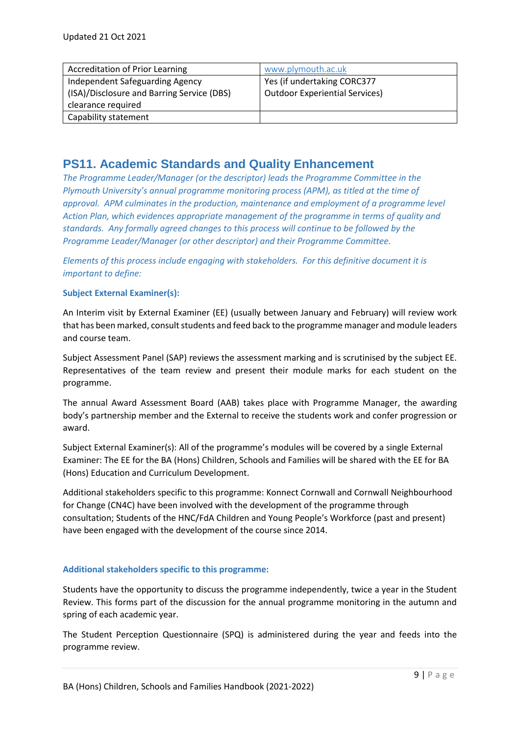| Accreditation of Prior Learning | www.plymouth.ac.uk |
|---|---|
| Independent Safeguarding Agency (ISA)/Disclosure and Barring Service (DBS) clearance required | Yes (if undertaking CORC377 Outdoor Experiential Services) |
| Capability statement | |

## PS11. Academic Standards and Quality Enhancement

*The Programme Leader/Manager (or the descriptor) leads the Programme Committee in the Plymouth University's annual programme monitoring process (APM), as titled at the time of approval. APM culminates in the production, maintenance and employment of a programme level Action Plan, which evidences appropriate management of the programme in terms of quality and standards. Any formally agreed changes to this process will continue to be followed by the Programme Leader/Manager (or other descriptor) and their Programme Committee.*

*Elements of this process include engaging with stakeholders. For this definitive document it is important to define:*

**Subject External Examiner(s):**

An Interim visit by External Examiner (EE) (usually between January and February) will review work that has been marked, consult students and feed back to the programme manager and module leaders and course team.

Subject Assessment Panel (SAP) reviews the assessment marking and is scrutinised by the subject EE. Representatives of the team review and present their module marks for each student on the programme.

The annual Award Assessment Board (AAB) takes place with Programme Manager, the awarding body's partnership member and the External to receive the students work and confer progression or award.

Subject External Examiner(s): All of the programme's modules will be covered by a single External Examiner: The EE for the BA (Hons) Children, Schools and Families will be shared with the EE for BA (Hons) Education and Curriculum Development.

Additional stakeholders specific to this programme: Konnect Cornwall and Cornwall Neighbourhood for Change (CN4C) have been involved with the development of the programme through consultation; Students of the HNC/FdA Children and Young People's Workforce (past and present) have been engaged with the development of the course since 2014.

**Additional stakeholders specific to this programme:**

Students have the opportunity to discuss the programme independently, twice a year in the Student Review. This forms part of the discussion for the annual programme monitoring in the autumn and spring of each academic year.

The Student Perception Questionnaire (SPQ) is administered during the year and feeds into the programme review.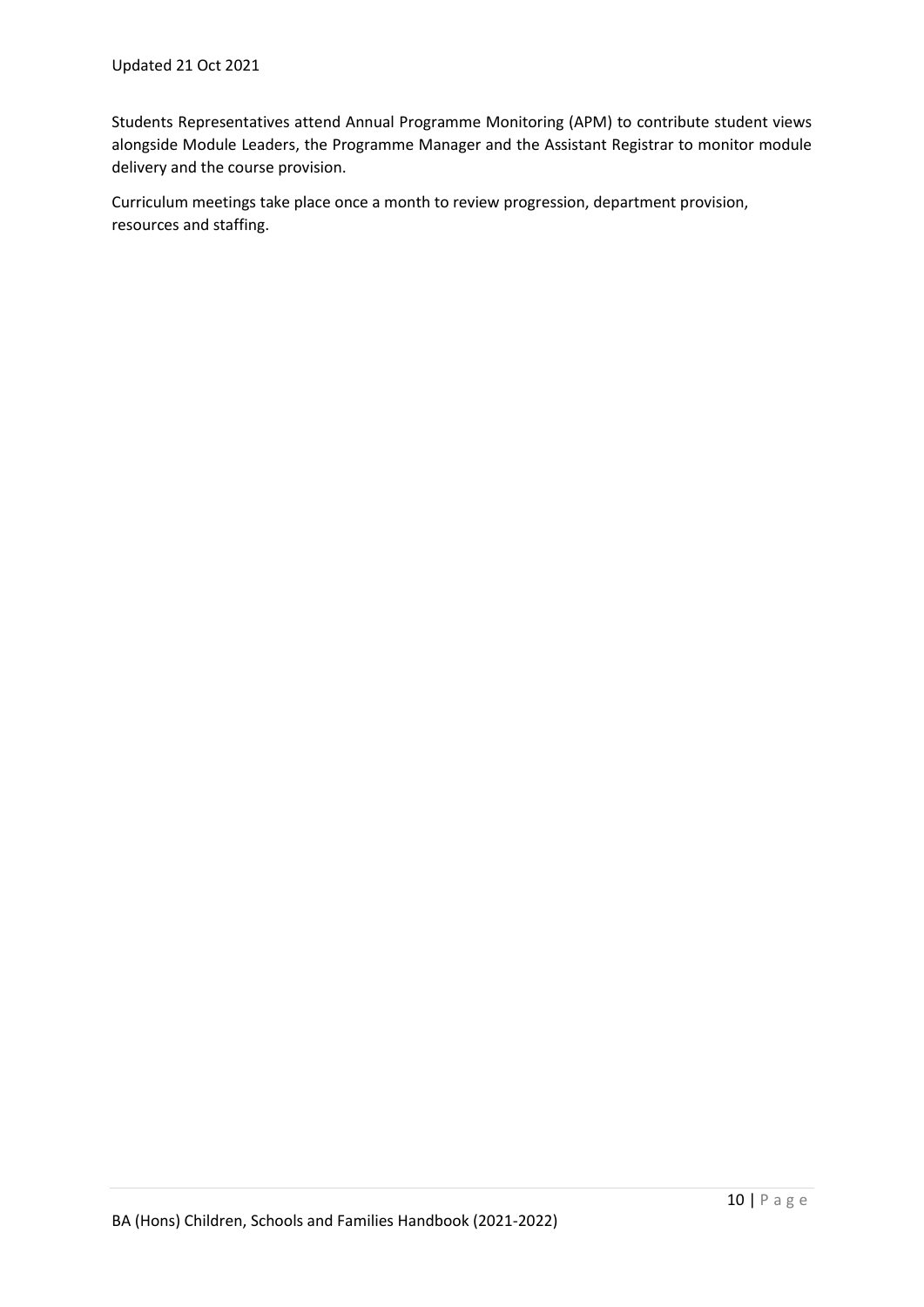Students Representatives attend Annual Programme Monitoring (APM) to contribute student views alongside Module Leaders, the Programme Manager and the Assistant Registrar to monitor module delivery and the course provision.

Curriculum meetings take place once a month to review progression, department provision, resources and staffing.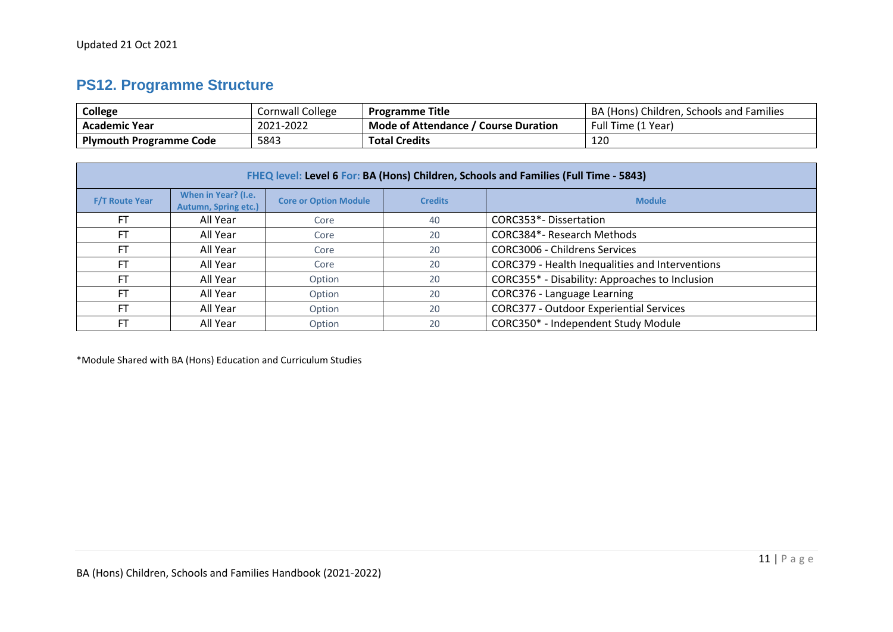Updated 21 Oct 2021

## PS12. Programme Structure

| College | Cornwall College | Programme Title | BA (Hons) Children, Schools and Families |
|---|---|---|---|
| Academic Year | 2021-2022 | Mode of Attendance / Course Duration | Full Time (1 Year) |
| Plymouth Programme Code | 5843 | Total Credits | 120 |

| FHEQ level: Level 6 For: BA (Hons) Children, Schools and Families (Full Time - 5843) | | | | |
|---|---|---|---|---|
| F/T Route Year | When in Year? (I.e. Autumn, Spring etc.) | Core or Option Module | Credits | Module |
| FT | All Year | Core | 40 | CORC353*- Dissertation |
| FT | All Year | Core | 20 | CORC384*- Research Methods |
| FT | All Year | Core | 20 | CORC3006 - Childrens Services |
| FT | All Year | Core | 20 | CORC379 - Health Inequalities and Interventions |
| FT | All Year | Option | 20 | CORC355* - Disability: Approaches to Inclusion |
| FT | All Year | Option | 20 | CORC376 - Language Learning |
| FT | All Year | Option | 20 | CORC377 - Outdoor Experiential Services |
| FT | All Year | Option | 20 | CORC350* - Independent Study Module |

*Module Shared with BA (Hons) Education and Curriculum Studies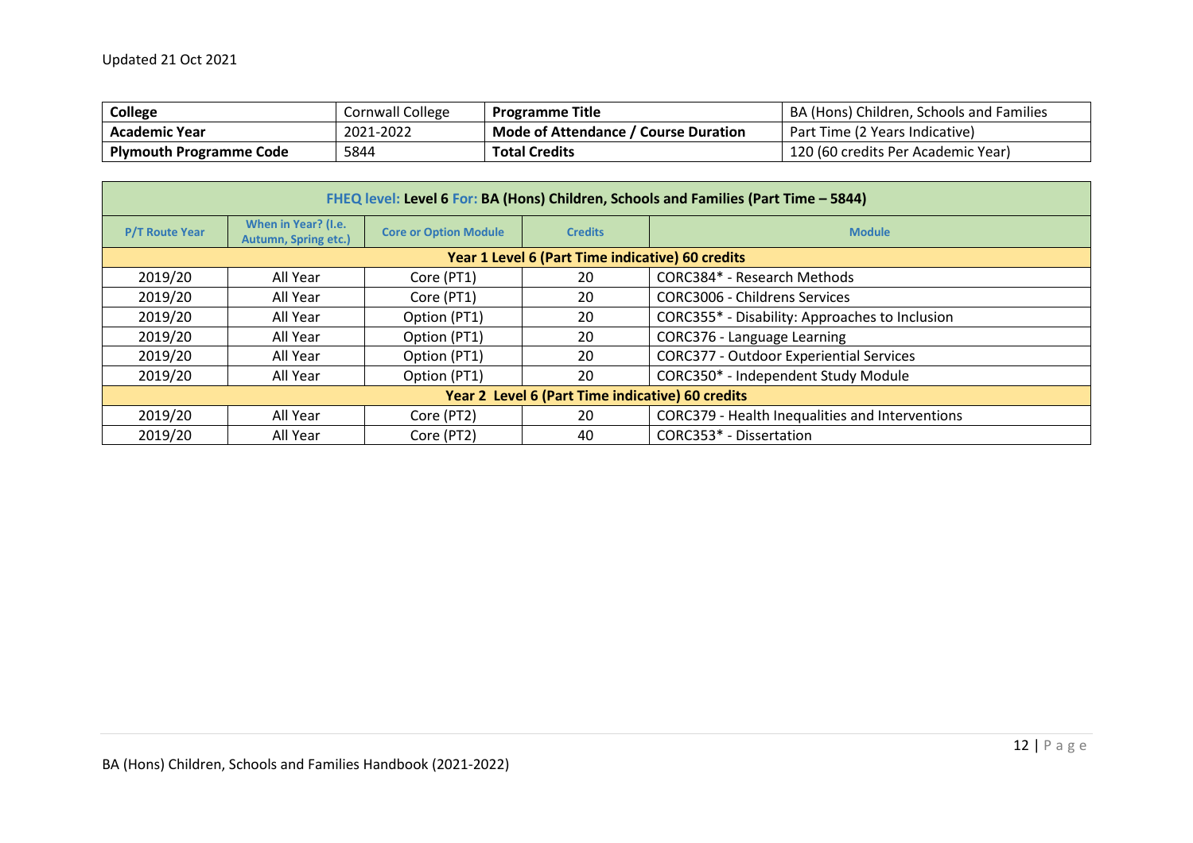Updated 21 Oct 2021

| College | Cornwall College | Programme Title | BA (Hons) Children, Schools and Families |
|---|---|---|---|
| Academic Year | 2021-2022 | Mode of Attendance / Course Duration | Part Time (2 Years Indicative) |
| Plymouth Programme Code | 5844 | Total Credits | 120 (60 credits Per Academic Year) |

| FHEQ level: Level 6 For: BA (Hons) Children, Schools and Families (Part Time – 5844) | | | | |
|---|---|---|---|---|
| P/T Route Year | When in Year? (I.e. Autumn, Spring etc.) | Core or Option Module | Credits | Module |
| **Year 1 Level 6 (Part Time indicative) 60 credits** | | | | |
| 2019/20 | All Year | Core (PT1) | 20 | CORC384* - Research Methods |
| 2019/20 | All Year | Core (PT1) | 20 | CORC3006 - Childrens Services |
| 2019/20 | All Year | Option (PT1) | 20 | CORC355* - Disability: Approaches to Inclusion |
| 2019/20 | All Year | Option (PT1) | 20 | CORC376 - Language Learning |
| 2019/20 | All Year | Option (PT1) | 20 | CORC377 - Outdoor Experiential Services |
| 2019/20 | All Year | Option (PT1) | 20 | CORC350* - Independent Study Module |
| **Year 2 Level 6 (Part Time indicative) 60 credits** | | | | |
| 2019/20 | All Year | Core (PT2) | 20 | CORC379 - Health Inequalities and Interventions |
| 2019/20 | All Year | Core (PT2) | 40 | CORC353* - Dissertation |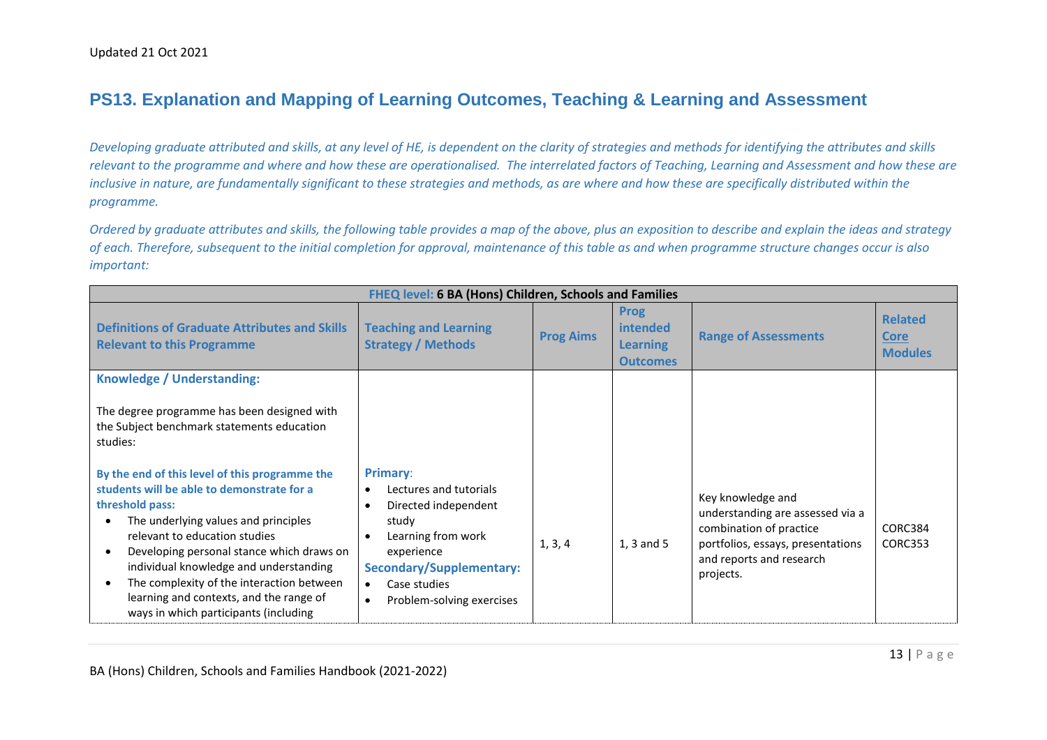## PS13. Explanation and Mapping of Learning Outcomes, Teaching & Learning and Assessment

*Developing graduate attributed and skills, at any level of HE, is dependent on the clarity of strategies and methods for identifying the attributes and skills relevant to the programme and where and how these are operationalised. The interrelated factors of Teaching, Learning and Assessment and how these are inclusive in nature, are fundamentally significant to these strategies and methods, as are where and how these are specifically distributed within the programme.*

*Ordered by graduate attributes and skills, the following table provides a map of the above, plus an exposition to describe and explain the ideas and strategy of each. Therefore, subsequent to the initial completion for approval, maintenance of this table as and when programme structure changes occur is also important:*

| FHEQ level: 6 BA (Hons) Children, Schools and Families | | | | | |
|---|---|---|---|---|---|
| **Definitions of Graduate Attributes and Skills Relevant to this Programme** | **Teaching and Learning Strategy / Methods** | **Prog Aims** | **Prog intended Learning Outcomes** | **Range of Assessments** | **Related Core Modules** |
| **Knowledge / Understanding:**<br><br>The degree programme has been designed with the Subject benchmark statements education studies:<br><br>**By the end of this level of this programme the students will be able to demonstrate for a threshold pass:**<br>• The underlying values and principles relevant to education studies<br>• Developing personal stance which draws on individual knowledge and understanding<br>• The complexity of the interaction between learning and contexts, and the range of ways in which participants (including | **Primary**:<br>• Lectures and tutorials<br>• Directed independent study<br>• Learning from work experience<br>**Secondary/Supplementary:**<br>• Case studies<br>• Problem-solving exercises | 1, 3, 4 | 1, 3 and 5 | Key knowledge and understanding are assessed via a combination of practice portfolios, essays, presentations and reports and research projects. | CORC384<br>CORC353 |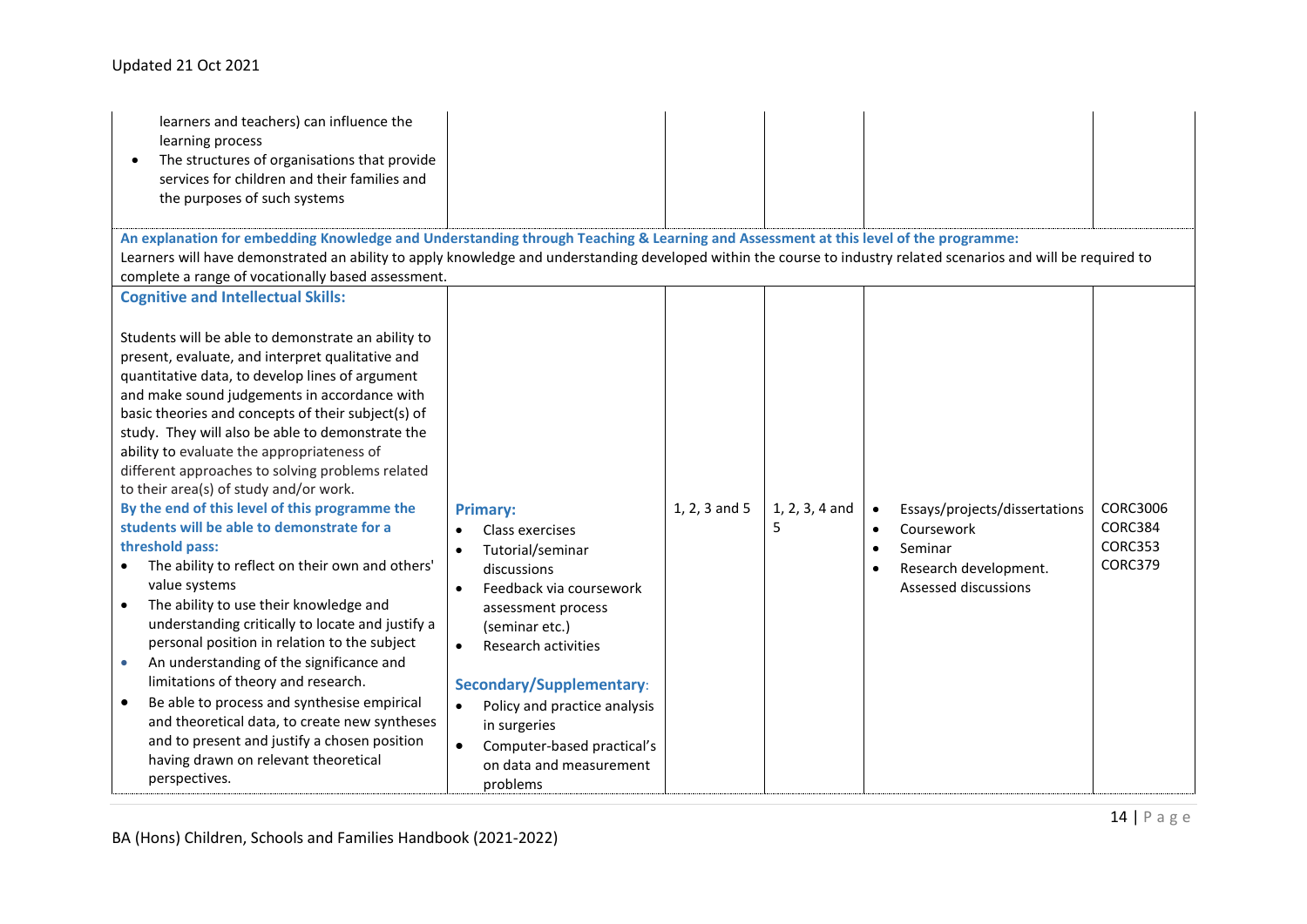| | | | | | |
|---|---|---|---|---|---|
| learners and teachers) can influence the learning process<br>• The structures of organisations that provide services for children and their families and the purposes of such systems | | | | | |

**An explanation for embedding Knowledge and Understanding through Teaching & Learning and Assessment at this level of the programme:**
Learners will have demonstrated an ability to apply knowledge and understanding developed within the course to industry related scenarios and will be required to complete a range of vocationally based assessment.

| | | | | | |
|---|---|---|---|---|---|
| **Cognitive and Intellectual Skills:**<br><br>Students will be able to demonstrate an ability to present, evaluate, and interpret qualitative and quantitative data, to develop lines of argument and make sound judgements in accordance with basic theories and concepts of their subject(s) of study. They will also be able to demonstrate the ability to evaluate the appropriateness of different approaches to solving problems related to their area(s) of study and/or work.<br>**By the end of this level of this programme the students will be able to demonstrate for a threshold pass:**<br>• The ability to reflect on their own and others' value systems<br>• The ability to use their knowledge and understanding critically to locate and justify a personal position in relation to the subject<br>• An understanding of the significance and limitations of theory and research.<br>• Be able to process and synthesise empirical and theoretical data, to create new syntheses and to present and justify a chosen position having drawn on relevant theoretical perspectives. | **Primary:**<br>• Class exercises<br>• Tutorial/seminar discussions<br>• Feedback via coursework assessment process (seminar etc.)<br>• Research activities<br><br>**Secondary/Supplementary:**<br>• Policy and practice analysis in surgeries<br>• Computer-based practical's on data and measurement problems | 1, 2, 3 and 5 | 1, 2, 3, 4 and 5 | • Essays/projects/dissertations<br>• Coursework<br>• Seminar<br>• Research development. Assessed discussions | CORC3006<br>CORC384<br>CORC353<br>CORC379 |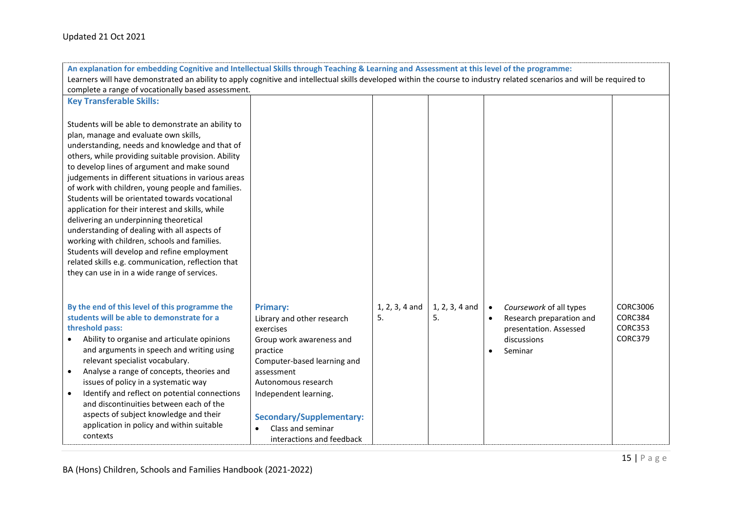Updated 21 Oct 2021

| **An explanation for embedding Cognitive and Intellectual Skills through Teaching & Learning and Assessment at this level of the programme:** Learners will have demonstrated an ability to apply cognitive and intellectual skills developed within the course to industry related scenarios and will be required to complete a range of vocationally based assessment. | | | | | |
|---|---|---|---|---|---|
| **Key Transferable Skills:**<br><br>Students will be able to demonstrate an ability to plan, manage and evaluate own skills, understanding, needs and knowledge and that of others, while providing suitable provision. Ability to develop lines of argument and make sound judgements in different situations in various areas of work with children, young people and families. Students will be orientated towards vocational application for their interest and skills, while delivering an underpinning theoretical understanding of dealing with all aspects of working with children, schools and families. Students will develop and refine employment related skills e.g. communication, reflection that they can use in in a wide range of services. | | | | | |
| **By the end of this level of this programme the students will be able to demonstrate for a threshold pass:**<br>• Ability to organise and articulate opinions and arguments in speech and writing using relevant specialist vocabulary.<br>• Analyse a range of concepts, theories and issues of policy in a systematic way<br>• Identify and reflect on potential connections and discontinuities between each of the aspects of subject knowledge and their application in policy and within suitable contexts | **Primary:**<br>Library and other research exercises<br>Group work awareness and practice<br>Computer-based learning and assessment<br>Autonomous research<br>Independent learning.<br><br>**Secondary/Supplementary:**<br>• Class and seminar interactions and feedback | 1, 2, 3, 4 and 5. | 1, 2, 3, 4 and 5. | • *Coursework* of all types<br>• Research preparation and presentation. Assessed discussions<br>• Seminar | CORC3006<br>CORC384<br>CORC353<br>CORC379 |

BA (Hons) Children, Schools and Families Handbook (2021-2022)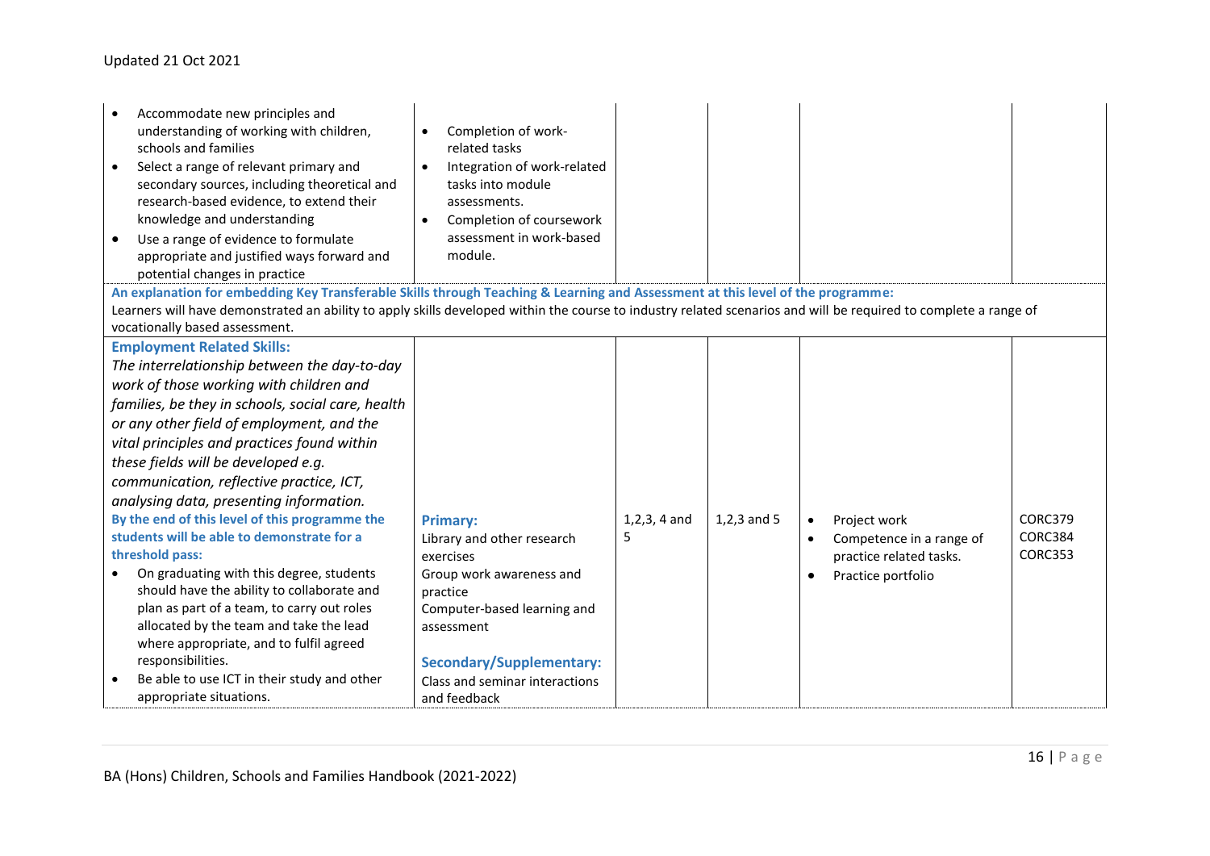| | | | | | |
|---|---|---|---|---|---|
| • Accommodate new principles and understanding of working with children, schools and families<br>• Select a range of relevant primary and secondary sources, including theoretical and research-based evidence, to extend their knowledge and understanding<br>• Use a range of evidence to formulate appropriate and justified ways forward and potential changes in practice | • Completion of work-related tasks<br>• Integration of work-related tasks into module assessments.<br>• Completion of coursework assessment in work-based module. | | | | |
| **An explanation for embedding Key Transferable Skills through Teaching & Learning and Assessment at this level of the programme:**<br>Learners will have demonstrated an ability to apply skills developed within the course to industry related scenarios and will be required to complete a range of vocationally based assessment. | | | | | |
| **Employment Related Skills:**<br>*The interrelationship between the day-to-day work of those working with children and families, be they in schools, social care, health or any other field of employment, and the vital principles and practices found within these fields will be developed e.g. communication, reflective practice, ICT, analysing data, presenting information.*<br>**By the end of this level of this programme the students will be able to demonstrate for a threshold pass:**<br>• On graduating with this degree, students should have the ability to collaborate and plan as part of a team, to carry out roles allocated by the team and take the lead where appropriate, and to fulfil agreed responsibilities.<br>• Be able to use ICT in their study and other appropriate situations. | **Primary:**<br>Library and other research exercises<br>Group work awareness and practice<br>Computer-based learning and assessment<br><br>**Secondary/Supplementary:**<br>Class and seminar interactions and feedback | 1,2,3, 4 and 5 | 1,2,3 and 5 | • Project work<br>• Competence in a range of practice related tasks.<br>• Practice portfolio | CORC379<br>CORC384<br>CORC353 |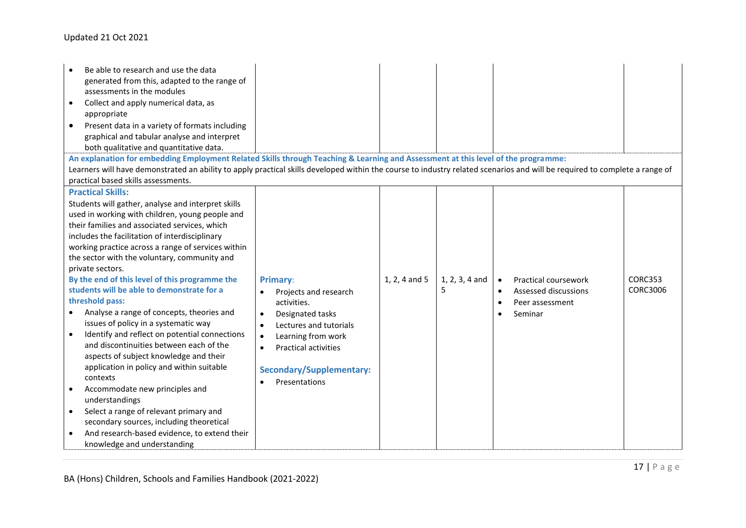| | | | | | |
|---|---|---|---|---|---|
| • Be able to research and use the data generated from this, adapted to the range of assessments in the modules<br>• Collect and apply numerical data, as appropriate<br>• Present data in a variety of formats including graphical and tabular analyse and interpret both qualitative and quantitative data. | | | | | |
| **An explanation for embedding Employment Related Skills through Teaching & Learning and Assessment at this level of the programme:**<br>Learners will have demonstrated an ability to apply practical skills developed within the course to industry related scenarios and will be required to complete a range of practical based skills assessments. | | | | | |
| **Practical Skills:**<br>Students will gather, analyse and interpret skills used in working with children, young people and their families and associated services, which includes the facilitation of interdisciplinary working practice across a range of services within the sector with the voluntary, community and private sectors.<br>**By the end of this level of this programme the students will be able to demonstrate for a threshold pass:**<br>• Analyse a range of concepts, theories and issues of policy in a systematic way<br>• Identify and reflect on potential connections and discontinuities between each of the aspects of subject knowledge and their application in policy and within suitable contexts<br>• Accommodate new principles and understandings<br>• Select a range of relevant primary and secondary sources, including theoretical<br>• And research-based evidence, to extend their knowledge and understanding | **Primary**:<br>• Projects and research activities.<br>• Designated tasks<br>• Lectures and tutorials<br>• Learning from work<br>• Practical activities<br><br>**Secondary/Supplementary:**<br>• Presentations | 1, 2, 4 and 5 | 1, 2, 3, 4 and 5 | • Practical coursework<br>• Assessed discussions<br>• Peer assessment<br>• Seminar | CORC353<br>CORC3006 |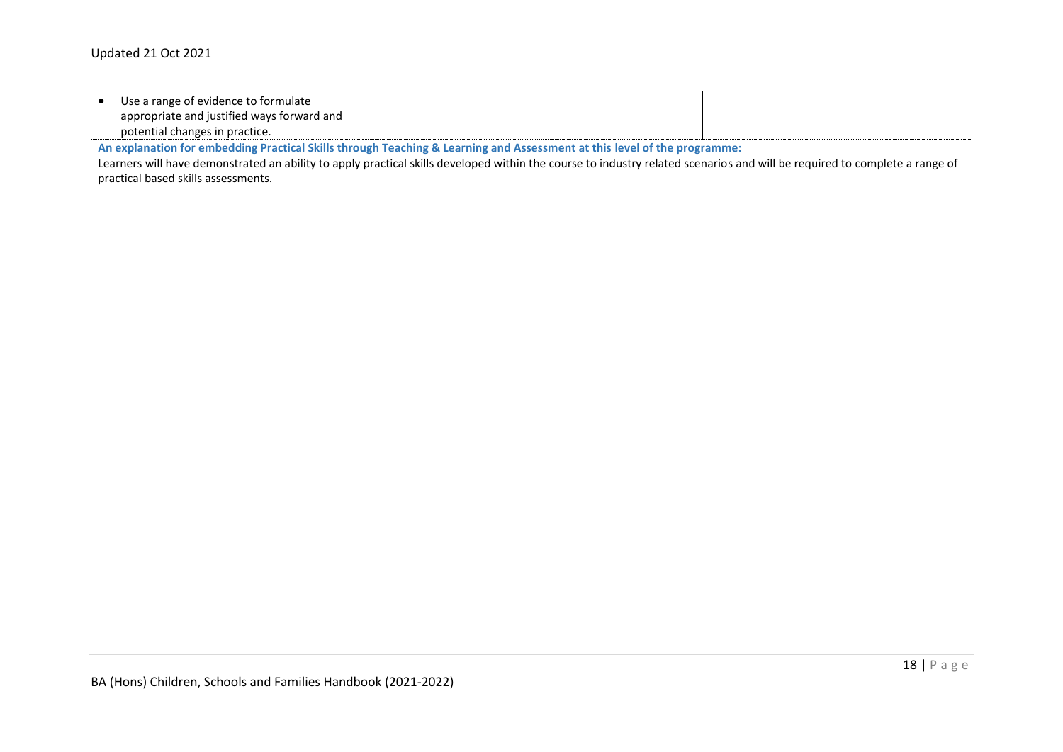| | | | | | |
|---|---|---|---|---|---|
| • Use a range of evidence to formulate appropriate and justified ways forward and potential changes in practice. | | | | | |

**An explanation for embedding Practical Skills through Teaching & Learning and Assessment at this level of the programme:**

Learners will have demonstrated an ability to apply practical skills developed within the course to industry related scenarios and will be required to complete a range of practical based skills assessments.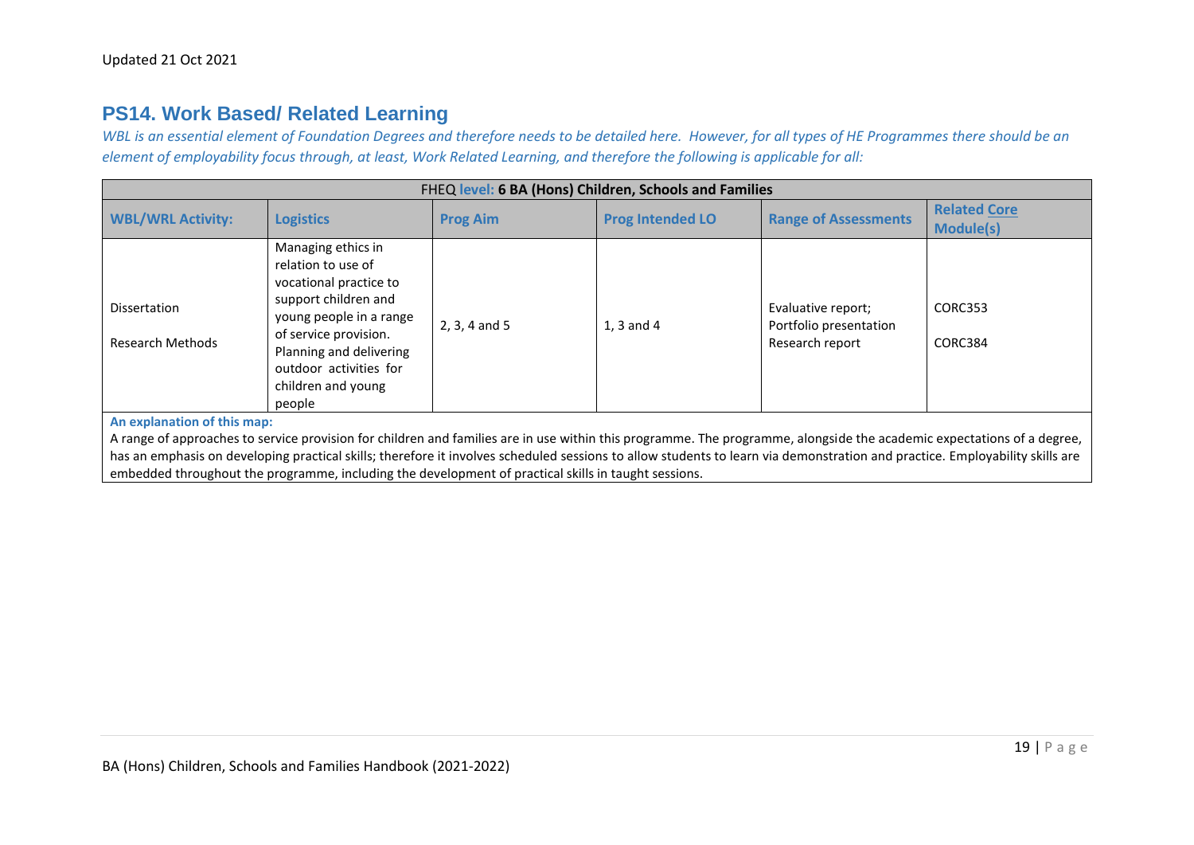## PS14. Work Based/ Related Learning

*WBL is an essential element of Foundation Degrees and therefore needs to be detailed here. However, for all types of HE Programmes there should be an element of employability focus through, at least, Work Related Learning, and therefore the following is applicable for all:*

| FHEQ level: 6 BA (Hons) Children, Schools and Families | | | | | |
|---|---|---|---|---|---|
| **WBL/WRL Activity:** | **Logistics** | **Prog Aim** | **Prog Intended LO** | **Range of Assessments** | **Related Core Module(s)** |
| Dissertation<br><br>Research Methods | Managing ethics in relation to use of vocational practice to support children and young people in a range of service provision. Planning and delivering outdoor activities for children and young people | 2, 3, 4 and 5 | 1, 3 and 4 | Evaluative report; Portfolio presentation Research report | CORC353<br><br>CORC384 |

**An explanation of this map:**

A range of approaches to service provision for children and families are in use within this programme. The programme, alongside the academic expectations of a degree, has an emphasis on developing practical skills; therefore it involves scheduled sessions to allow students to learn via demonstration and practice. Employability skills are embedded throughout the programme, including the development of practical skills in taught sessions.